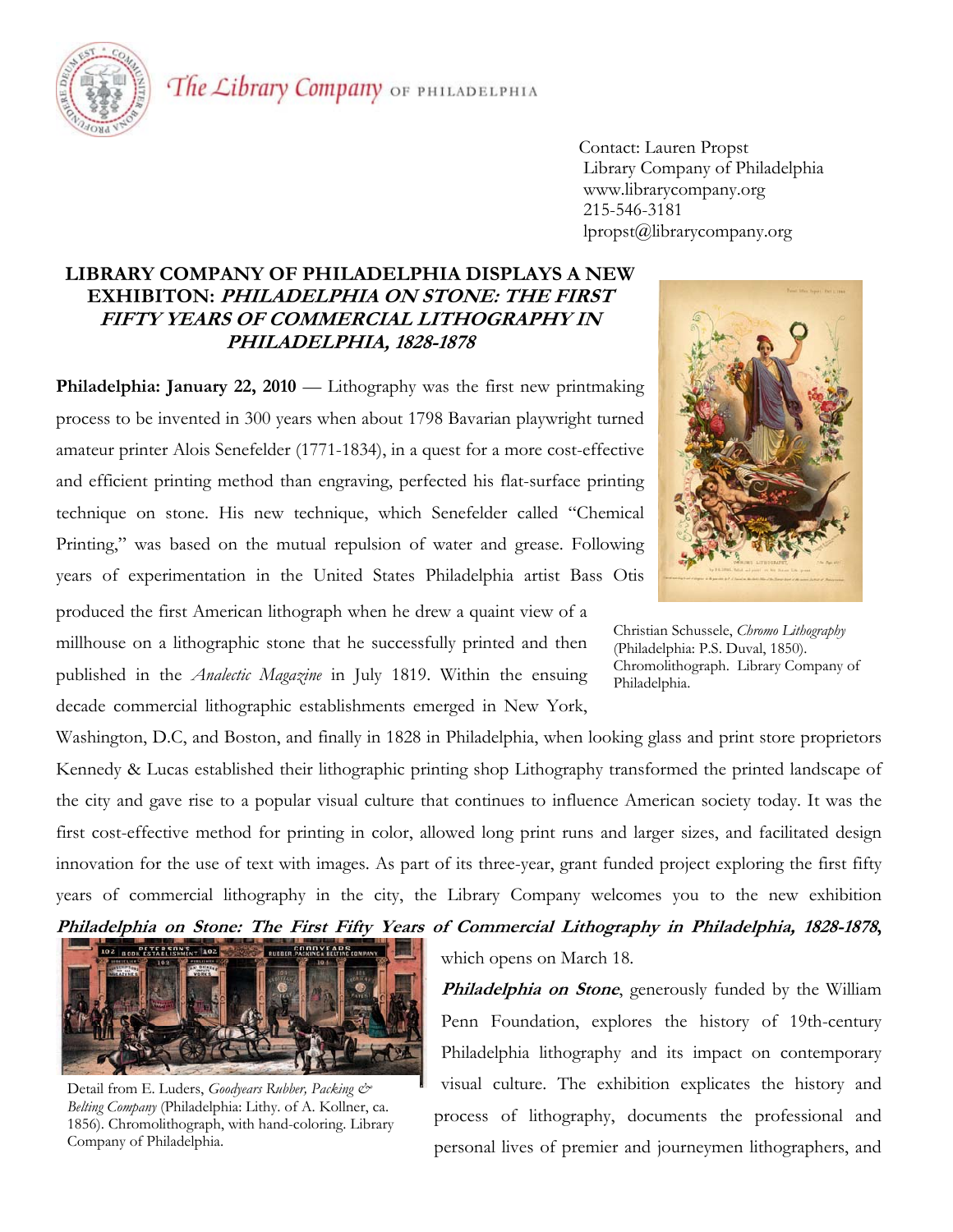The Library Company OF PHILADELPHIA

Contact: Lauren Propst
Library Company of Philadelphia
www.librarycompany.org
215-546-3181
lpropst@librarycompany.org

# LIBRARY COMPANY OF PHILADELPHIA DISPLAYS A NEW EXHIBITON: *PHILADELPHIA ON STONE: THE FIRST FIFTY YEARS OF COMMERCIAL LITHOGRAPHY IN PHILADELPHIA, 1828-1878*

**Philadelphia: January 22, 2010** — Lithography was the first new printmaking process to be invented in 300 years when about 1798 Bavarian playwright turned amateur printer Alois Senefelder (1771-1834), in a quest for a more cost-effective and efficient printing method than engraving, perfected his flat-surface printing technique on stone. His new technique, which Senefelder called "Chemical Printing," was based on the mutual repulsion of water and grease. Following years of experimentation in the United States Philadelphia artist Bass Otis produced the first American lithograph when he drew a quaint view of a millhouse on a lithographic stone that he successfully printed and then published in the *Analectic Magazine* in July 1819. Within the ensuing decade commercial lithographic establishments emerged in New York, Washington, D.C, and Boston, and finally in 1828 in Philadelphia, when looking glass and print store proprietors Kennedy & Lucas established their lithographic printing shop Lithography transformed the printed landscape of the city and gave rise to a popular visual culture that continues to influence American society today. It was the first cost-effective method for printing in color, allowed long print runs and larger sizes, and facilitated design innovation for the use of text with images. As part of its three-year, grant funded project exploring the first fifty years of commercial lithography in the city, the Library Company welcomes you to the new exhibition ***Philadelphia on Stone: The First Fifty Years of Commercial Lithography in Philadelphia, 1828-1878***, which opens on March 18.

Christian Schussele, *Chromo Lithography* (Philadelphia: P.S. Duval, 1850). Chromolithograph. Library Company of Philadelphia.

Detail from E. Luders, *Goodyears Rubber, Packing & Belting Company* (Philadelphia: Lithy. of A. Kollner, ca. 1856). Chromolithograph, with hand-coloring. Library Company of Philadelphia.

***Philadelphia on Stone***, generously funded by the William Penn Foundation, explores the history of 19th-century Philadelphia lithography and its impact on contemporary visual culture. The exhibition explicates the history and process of lithography, documents the professional and personal lives of premier and journeymen lithographers, and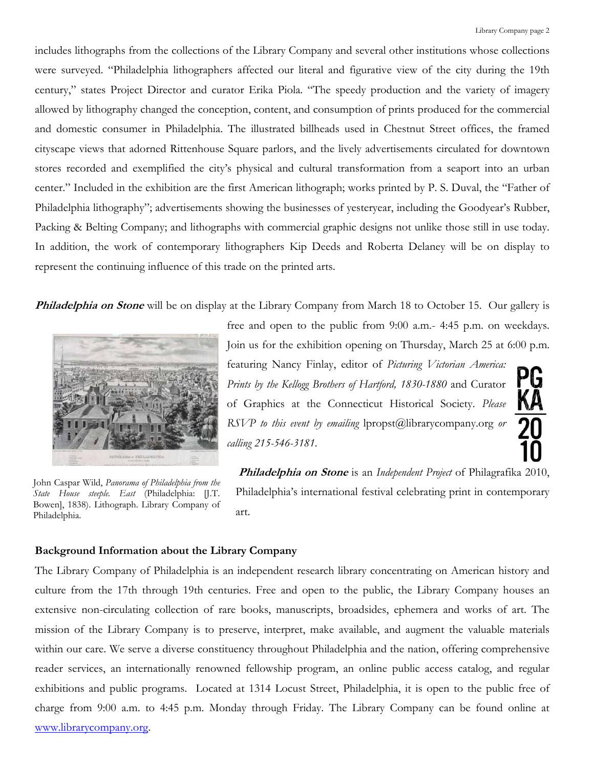includes lithographs from the collections of the Library Company and several other institutions whose collections were surveyed. "Philadelphia lithographers affected our literal and figurative view of the city during the 19th century," states Project Director and curator Erika Piola. "The speedy production and the variety of imagery allowed by lithography changed the conception, content, and consumption of prints produced for the commercial and domestic consumer in Philadelphia. The illustrated billheads used in Chestnut Street offices, the framed cityscape views that adorned Rittenhouse Square parlors, and the lively advertisements circulated for downtown stores recorded and exemplified the city's physical and cultural transformation from a seaport into an urban center." Included in the exhibition are the first American lithograph; works printed by P. S. Duval, the "Father of Philadelphia lithography"; advertisements showing the businesses of yesteryear, including the Goodyear's Rubber, Packing & Belting Company; and lithographs with commercial graphic designs not unlike those still in use today. In addition, the work of contemporary lithographers Kip Deeds and Roberta Delaney will be on display to represent the continuing influence of this trade on the printed arts.

***Philadelphia on Stone*** will be on display at the Library Company from March 18 to October 15. Our gallery is free and open to the public from 9:00 a.m.- 4:45 p.m. on weekdays. Join us for the exhibition opening on Thursday, March 25 at 6:00 p.m. featuring Nancy Finlay, editor of *Picturing Victorian America: Prints by the Kellogg Brothers of Hartford, 1830-1880* and Curator of Graphics at the Connecticut Historical Society. *Please RSVP to this event by emailing* lpropst@librarycompany.org *or calling 215-546-3181.*

John Caspar Wild, *Panorama of Philadelphia from the State House steeple. East* (Philadelphia: [J.T. Bowen], 1838). Lithograph. Library Company of Philadelphia.

PG KA 2010

***Philadelphia on Stone*** is an *Independent Project* of Philagrafika 2010, Philadelphia's international festival celebrating print in contemporary art.

**Background Information about the Library Company**

The Library Company of Philadelphia is an independent research library concentrating on American history and culture from the 17th through 19th centuries. Free and open to the public, the Library Company houses an extensive non-circulating collection of rare books, manuscripts, broadsides, ephemera and works of art. The mission of the Library Company is to preserve, interpret, make available, and augment the valuable materials within our care. We serve a diverse constituency throughout Philadelphia and the nation, offering comprehensive reader services, an internationally renowned fellowship program, an online public access catalog, and regular exhibitions and public programs. Located at 1314 Locust Street, Philadelphia, it is open to the public free of charge from 9:00 a.m. to 4:45 p.m. Monday through Friday. The Library Company can be found online at [www.librarycompany.org](http://www.librarycompany.org).